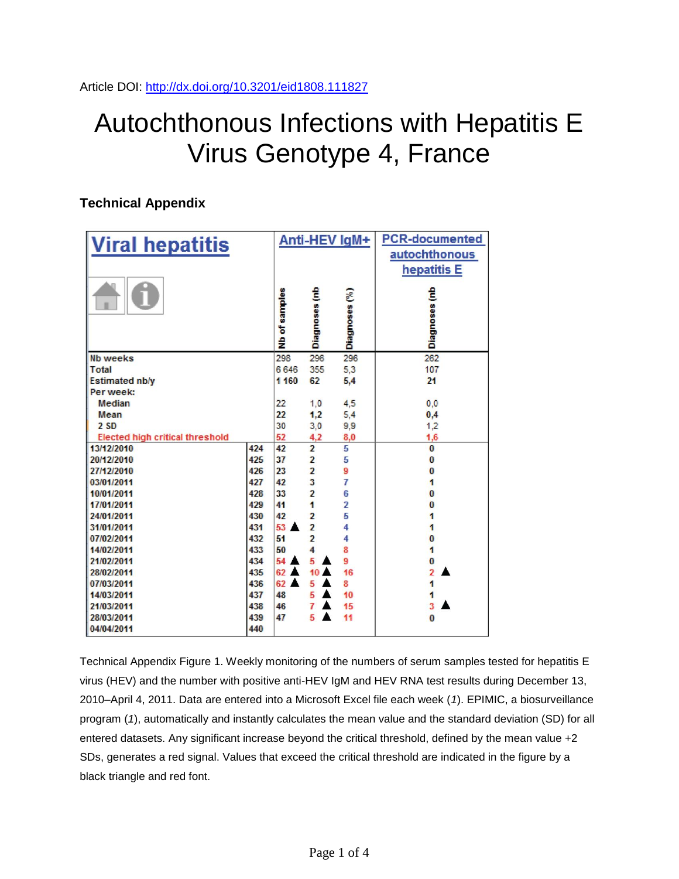Article DOI: http://dx.doi.org/10.3201/eid1808.111827

# Autochthonous Infections with Hepatitis E Virus Genotype 4, France

## Technical Appendix

| Viral hepatitis | | Anti-HEV IgM+ | | | PCR-documented autochthonous hepatitis E |
|---|---|---|---|---|---|
| | | Nb of samples | Diagnoses (nb | Diagnoses (%) | Diagnoses (nb |
| Nb weeks | | 298 | 296 | 296 | 262 |
| Total | | 6 646 | 355 | 5,3 | 107 |
| Estimated nb/y | | 1 160 | 62 | 5,4 | 21 |
| Per week: | | | | | |
| Median | | 22 | 1,0 | 4,5 | 0,0 |
| Mean | | 22 | 1,2 | 5,4 | 0,4 |
| 2 SD | | 30 | 3,0 | 9,9 | 1,2 |
| Elected high critical threshold | | 52 | 4,2 | 8,0 | 1,6 |
| 13/12/2010 | 424 | 42 | 2 | 5 | 0 |
| 20/12/2010 | 425 | 37 | 2 | 5 | 0 |
| 27/12/2010 | 426 | 23 | 2 | 9 | 0 |
| 03/01/2011 | 427 | 42 | 3 | 7 | 1 |
| 10/01/2011 | 428 | 33 | 2 | 6 | 0 |
| 17/01/2011 | 429 | 41 | 1 | 2 | 0 |
| 24/01/2011 | 430 | 42 | 2 | 5 | 1 |
| 31/01/2011 | 431 | 53 ▲ | 2 | 4 | 1 |
| 07/02/2011 | 432 | 51 | 2 | 4 | 0 |
| 14/02/2011 | 433 | 50 | 4 | 8 | 1 |
| 21/02/2011 | 434 | 54 ▲ | 5 ▲ | 9 | 0 |
| 28/02/2011 | 435 | 62 ▲ | 10 ▲ | 16 | 2 ▲ |
| 07/03/2011 | 436 | 62 ▲ | 5 ▲ | 8 | 1 |
| 14/03/2011 | 437 | 48 | 5 ▲ | 10 | 1 |
| 21/03/2011 | 438 | 46 | 7 ▲ | 15 | 3 ▲ |
| 28/03/2011 | 439 | 47 | 5 ▲ | 11 | 0 |
| 04/04/2011 | 440 | | | | |

Technical Appendix Figure 1. Weekly monitoring of the numbers of serum samples tested for hepatitis E virus (HEV) and the number with positive anti-HEV IgM and HEV RNA test results during December 13, 2010–April 4, 2011. Data are entered into a Microsoft Excel file each week (*1*). EPIMIC, a biosurveillance program (*1*), automatically and instantly calculates the mean value and the standard deviation (SD) for all entered datasets. Any significant increase beyond the critical threshold, defined by the mean value +2 SDs, generates a red signal. Values that exceed the critical threshold are indicated in the figure by a black triangle and red font.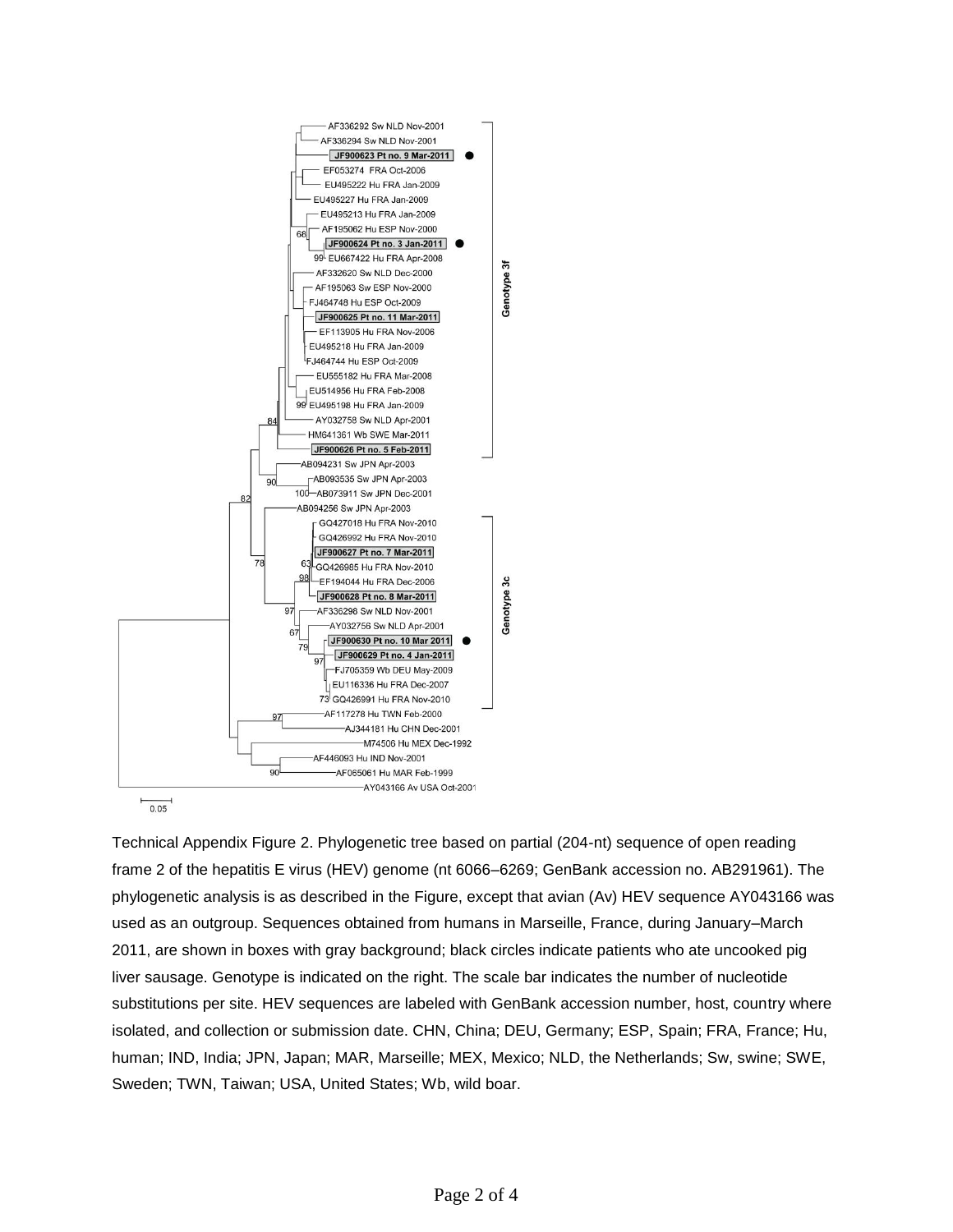Technical Appendix Figure 2. Phylogenetic tree based on partial (204-nt) sequence of open reading frame 2 of the hepatitis E virus (HEV) genome (nt 6066–6269; GenBank accession no. AB291961). The phylogenetic analysis is as described in the Figure, except that avian (Av) HEV sequence AY043166 was used as an outgroup. Sequences obtained from humans in Marseille, France, during January–March 2011, are shown in boxes with gray background; black circles indicate patients who ate uncooked pig liver sausage. Genotype is indicated on the right. The scale bar indicates the number of nucleotide substitutions per site. HEV sequences are labeled with GenBank accession number, host, country where isolated, and collection or submission date. CHN, China; DEU, Germany; ESP, Spain; FRA, France; Hu, human; IND, India; JPN, Japan; MAR, Marseille; MEX, Mexico; NLD, the Netherlands; Sw, swine; SWE, Sweden; TWN, Taiwan; USA, United States; Wb, wild boar.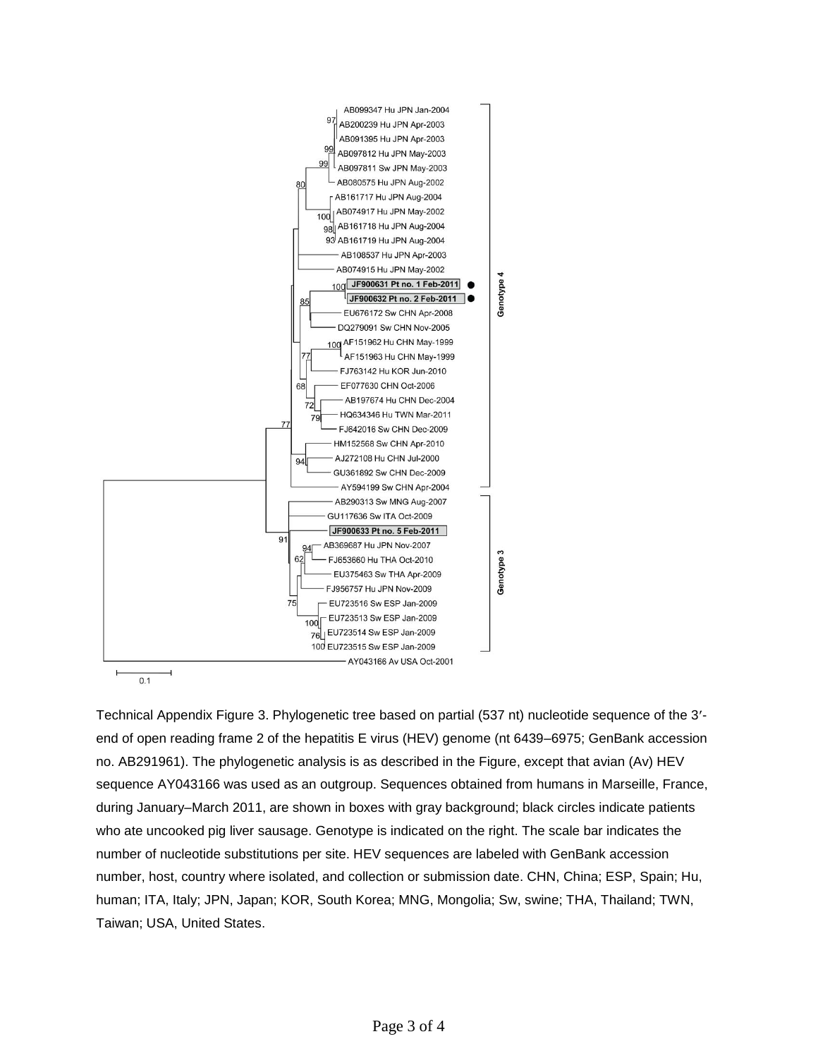Technical Appendix Figure 3. Phylogenetic tree based on partial (537 nt) nucleotide sequence of the 3′-end of open reading frame 2 of the hepatitis E virus (HEV) genome (nt 6439–6975; GenBank accession no. AB291961). The phylogenetic analysis is as described in the Figure, except that avian (Av) HEV sequence AY043166 was used as an outgroup. Sequences obtained from humans in Marseille, France, during January–March 2011, are shown in boxes with gray background; black circles indicate patients who ate uncooked pig liver sausage. Genotype is indicated on the right. The scale bar indicates the number of nucleotide substitutions per site. HEV sequences are labeled with GenBank accession number, host, country where isolated, and collection or submission date. CHN, China; ESP, Spain; Hu, human; ITA, Italy; JPN, Japan; KOR, South Korea; MNG, Mongolia; Sw, swine; THA, Thailand; TWN, Taiwan; USA, United States.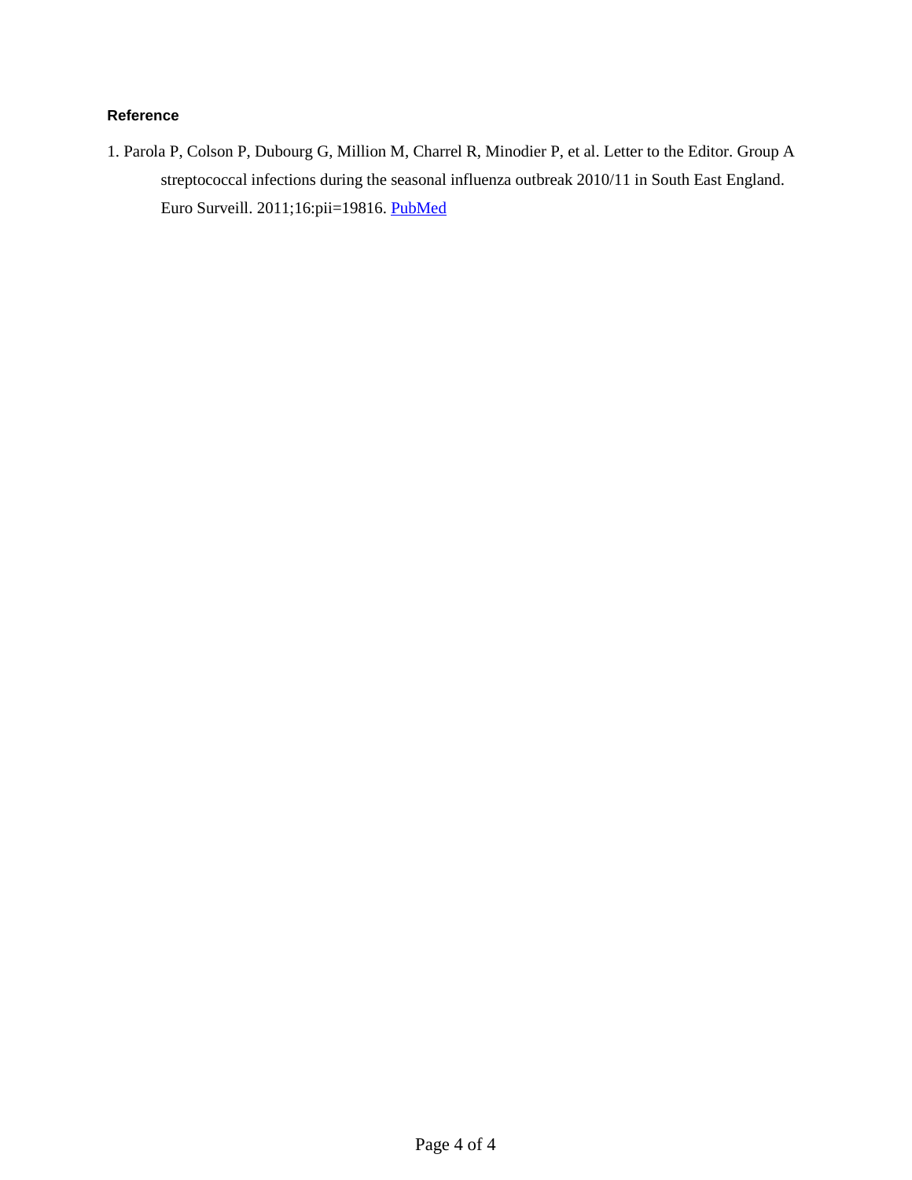### Reference

1. Parola P, Colson P, Dubourg G, Million M, Charrel R, Minodier P, et al. Letter to the Editor. Group A streptococcal infections during the seasonal influenza outbreak 2010/11 in South East England. Euro Surveill. 2011;16:pii=19816. PubMed